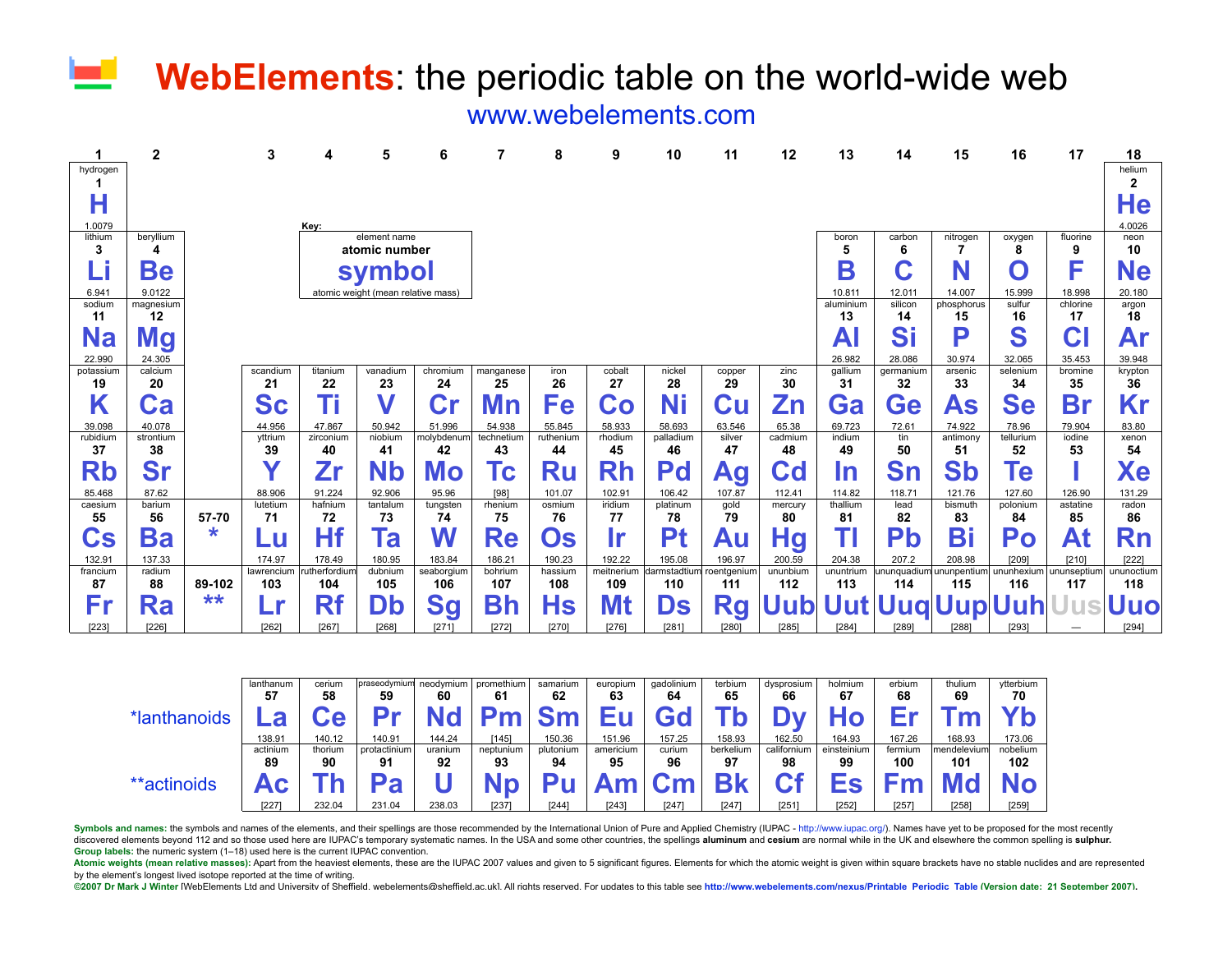# WebElements: the periodic table on the world-wide web

www.webelements.com

Key: element name / **atomic number** / **symbol** / atomic weight (mean relative mass)

| 1 | 2 | | 3 | 4 | 5 | 6 | 7 | 8 | 9 | 10 | 11 | 12 | 13 | 14 | 15 | 16 | 17 | 18 |
|---|---|---|---|---|---|---|---|---|---|---|---|---|---|---|---|---|---|---|
| hydrogen **1** **H** 1.0079 | | | | | | | | | | | | | | | | | | helium **2** **He** 4.0026 |
| lithium **3** **Li** 6.941 | beryllium **4** **Be** 9.0122 | | | | | | | | | | | | boron **5** **B** 10.811 | carbon **6** **C** 12.011 | nitrogen **7** **N** 14.007 | oxygen **8** **O** 15.999 | fluorine **9** **F** 18.998 | neon **10** **Ne** 20.180 |
| sodium **11** **Na** 22.990 | magnesium **12** **Mg** 24.305 | | | | | | | | | | | | aluminium **13** **Al** 26.982 | silicon **14** **Si** 28.086 | phosphorus **15** **P** 30.974 | sulfur **16** **S** 32.065 | chlorine **17** **Cl** 35.453 | argon **18** **Ar** 39.948 |
| potassium **19** **K** 39.098 | calcium **20** **Ca** 40.078 | | scandium **21** **Sc** 44.956 | titanium **22** **Ti** 47.867 | vanadium **23** **V** 50.942 | chromium **24** **Cr** 51.996 | manganese **25** **Mn** 54.938 | iron **26** **Fe** 55.845 | cobalt **27** **Co** 58.933 | nickel **28** **Ni** 58.693 | copper **29** **Cu** 63.546 | zinc **30** **Zn** 65.38 | gallium **31** **Ga** 69.723 | germanium **32** **Ge** 72.61 | arsenic **33** **As** 74.922 | selenium **34** **Se** 78.96 | bromine **35** **Br** 79.904 | krypton **36** **Kr** 83.80 |
| rubidium **37** **Rb** 85.468 | strontium **38** **Sr** 87.62 | | yttrium **39** **Y** 88.906 | zirconium **40** **Zr** 91.224 | niobium **41** **Nb** 92.906 | molybdenum **42** **Mo** 95.96 | technetium **43** **Tc** [98] | ruthenium **44** **Ru** 101.07 | rhodium **45** **Rh** 102.91 | palladium **46** **Pd** 106.42 | silver **47** **Ag** 107.87 | cadmium **48** **Cd** 112.41 | indium **49** **In** 114.82 | tin **50** **Sn** 118.71 | antimony **51** **Sb** 121.76 | tellurium **52** **Te** 127.60 | iodine **53** **I** 126.90 | xenon **54** **Xe** 131.29 |
| caesium **55** **Cs** 132.91 | barium **56** **Ba** 137.33 | **57-70** * | lutetium **71** **Lu** 174.97 | hafnium **72** **Hf** 178.49 | tantalum **73** **Ta** 180.95 | tungsten **74** **W** 183.84 | rhenium **75** **Re** 186.21 | osmium **76** **Os** 190.23 | iridium **77** **Ir** 192.22 | platinum **78** **Pt** 195.08 | gold **79** **Au** 196.97 | mercury **80** **Hg** 200.59 | thallium **81** **Tl** 204.38 | lead **82** **Pb** 207.2 | bismuth **83** **Bi** 208.98 | polonium **84** **Po** [209] | astatine **85** **At** [210] | radon **86** **Rn** [222] |
| francium **87** **Fr** [223] | radium **88** **Ra** [226] | **89-102** ** | lawrencium **103** **Lr** [262] | rutherfordium **104** **Rf** [267] | dubnium **105** **Db** [268] | seaborgium **106** **Sg** [271] | bohrium **107** **Bh** [272] | hassium **108** **Hs** [270] | meitnerium **109** **Mt** [276] | darmstadtium **110** **Ds** [281] | roentgenium **111** **Rg** [280] | ununbium **112** **Uub** [285] | ununtrium **113** **Uut** [284] | ununquadium **114** **Uuq** [289] | ununpentium **115** **Uup** [288] | ununhexium **116** **Uuh** [293] | ununseptium **117** **Uus** — | ununoctium **118** **Uuo** [294] |

| | | | | | | | | | | | | | | |
|---|---|---|---|---|---|---|---|---|---|---|---|---|---|---|
| *lanthanoids | lanthanum **57** **La** 138.91 | cerium **58** **Ce** 140.12 | praseodymium **59** **Pr** 140.91 | neodymium **60** **Nd** 144.24 | promethium **61** **Pm** [145] | samarium **62** **Sm** 150.36 | europium **63** **Eu** 151.96 | gadolinium **64** **Gd** 157.25 | terbium **65** **Tb** 158.93 | dysprosium **66** **Dy** 162.50 | holmium **67** **Ho** 164.93 | erbium **68** **Er** 167.26 | thulium **69** **Tm** 168.93 | ytterbium **70** **Yb** 173.06 |
| **actinoids | actinium **89** **Ac** [227] | thorium **90** **Th** 232.04 | protactinium **91** **Pa** 231.04 | uranium **92** **U** 238.03 | neptunium **93** **Np** [237] | plutonium **94** **Pu** [244] | americium **95** **Am** [243] | curium **96** **Cm** [247] | berkelium **97** **Bk** [247] | californium **98** **Cf** [251] | einsteinium **99** **Es** [252] | fermium **100** **Fm** [257] | mendelevium **101** **Md** [258] | nobelium **102** **No** [259] |

**Symbols and names:** the symbols and names of the elements, and their spellings are those recommended by the International Union of Pure and Applied Chemistry (IUPAC - http://www.iupac.org/). Names have yet to be proposed for the most recently discovered elements beyond 112 and so those used here are IUPAC's temporary systematic names. In the USA and some other countries, the spellings **aluminum** and **cesium** are normal while in the UK and elsewhere the common spelling is **sulphur.**

**Group labels:** the numeric system (1–18) used here is the current IUPAC convention.

**Atomic weights (mean relative masses):** Apart from the heaviest elements, these are the IUPAC 2007 values and given to 5 significant figures. Elements for which the atomic weight is given within square brackets have no stable nuclides and are represented by the element's longest lived isotope reported at the time of writing.

©2007 Dr Mark J Winter [WebElements Ltd and University of Sheffield, webelements@sheffield.ac.uk]. All rights reserved. For updates to this table see http://www.webelements.com/nexus/Printable_Periodic_Table (Version date: 21 September 2007).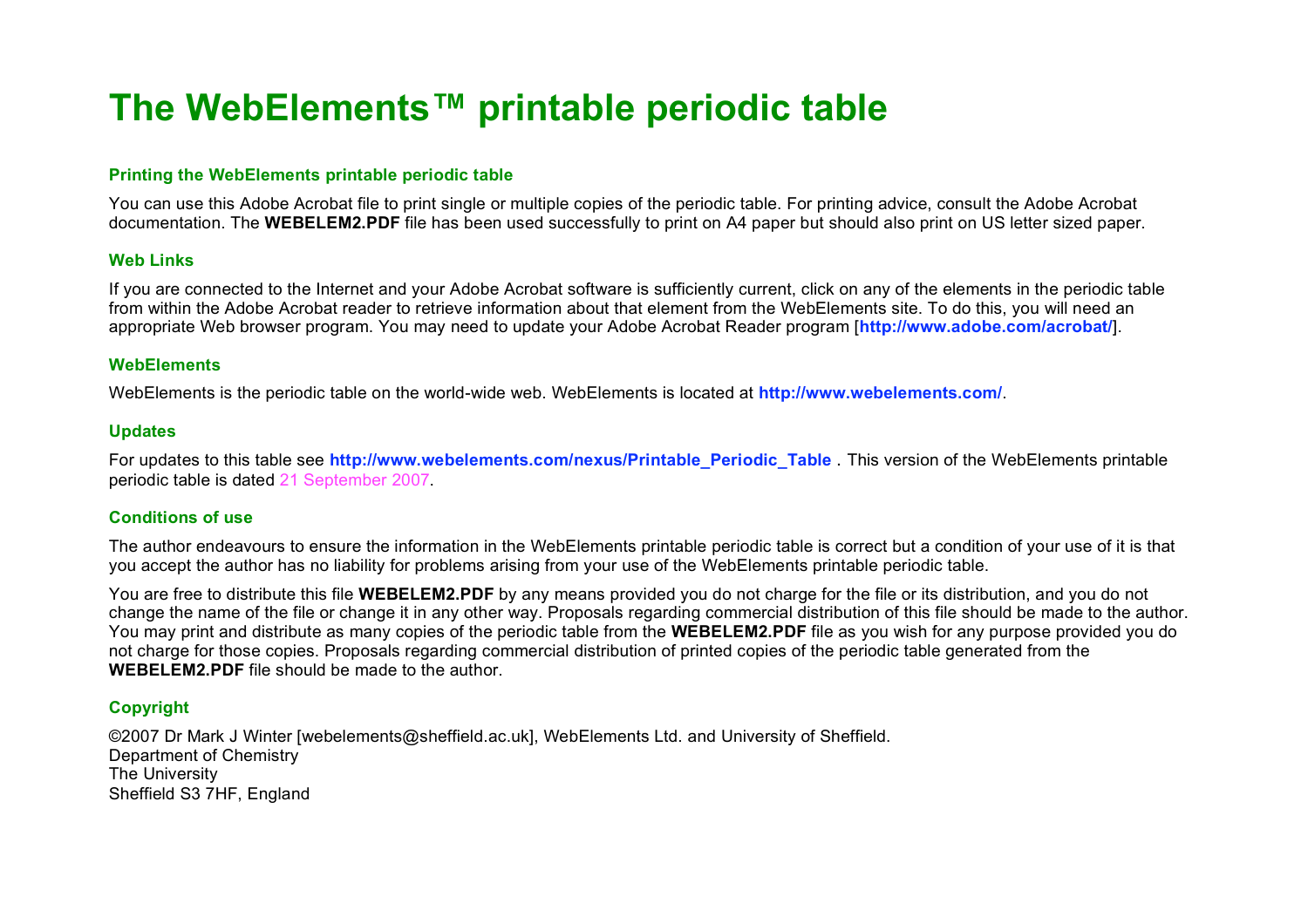# The WebElements™ printable periodic table

## Printing the WebElements printable periodic table

You can use this Adobe Acrobat file to print single or multiple copies of the periodic table. For printing advice, consult the Adobe Acrobat documentation. The **WEBELEM2.PDF** file has been used successfully to print on A4 paper but should also print on US letter sized paper.

## Web Links

If you are connected to the Internet and your Adobe Acrobat software is sufficiently current, click on any of the elements in the periodic table from within the Adobe Acrobat reader to retrieve information about that element from the WebElements site. To do this, you will need an appropriate Web browser program. You may need to update your Adobe Acrobat Reader program [**http://www.adobe.com/acrobat/**].

## WebElements

WebElements is the periodic table on the world-wide web. WebElements is located at **http://www.webelements.com/**.

## Updates

For updates to this table see **http://www.webelements.com/nexus/Printable_Periodic_Table** . This version of the WebElements printable periodic table is dated 21 September 2007.

## Conditions of use

The author endeavours to ensure the information in the WebElements printable periodic table is correct but a condition of your use of it is that you accept the author has no liability for problems arising from your use of the WebElements printable periodic table.

You are free to distribute this file **WEBELEM2.PDF** by any means provided you do not charge for the file or its distribution, and you do not change the name of the file or change it in any other way. Proposals regarding commercial distribution of this file should be made to the author. You may print and distribute as many copies of the periodic table from the **WEBELEM2.PDF** file as you wish for any purpose provided you do not charge for those copies. Proposals regarding commercial distribution of printed copies of the periodic table generated from the **WEBELEM2.PDF** file should be made to the author.

## Copyright

©2007 Dr Mark J Winter [webelements@sheffield.ac.uk], WebElements Ltd. and University of Sheffield.
Department of Chemistry
The University
Sheffield S3 7HF, England